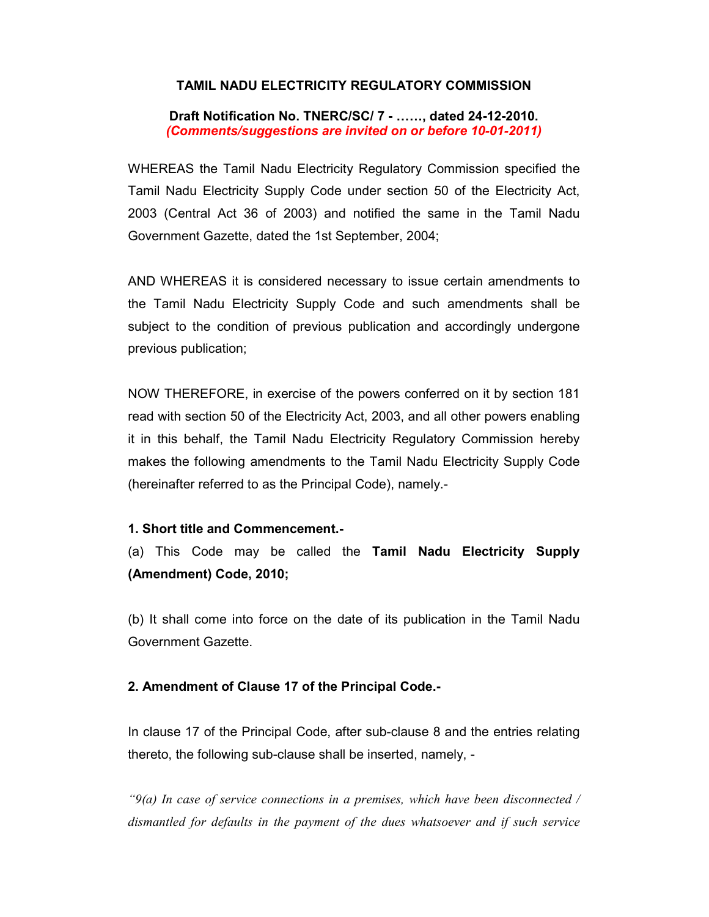# TAMIL NADU ELECTRICITY REGULATORY COMMISSION

**Draft Notification No. TNERC/SC/ 7 - ……, dated 24-12-2010.**
***(Comments/suggestions are invited on or before 10-01-2011)***

WHEREAS the Tamil Nadu Electricity Regulatory Commission specified the Tamil Nadu Electricity Supply Code under section 50 of the Electricity Act, 2003 (Central Act 36 of 2003) and notified the same in the Tamil Nadu Government Gazette, dated the 1st September, 2004;

AND WHEREAS it is considered necessary to issue certain amendments to the Tamil Nadu Electricity Supply Code and such amendments shall be subject to the condition of previous publication and accordingly undergone previous publication;

NOW THEREFORE, in exercise of the powers conferred on it by section 181 read with section 50 of the Electricity Act, 2003, and all other powers enabling it in this behalf, the Tamil Nadu Electricity Regulatory Commission hereby makes the following amendments to the Tamil Nadu Electricity Supply Code (hereinafter referred to as the Principal Code), namely.-

**1. Short title and Commencement.-**

(a) This Code may be called the **Tamil Nadu Electricity Supply (Amendment) Code, 2010;**

(b) It shall come into force on the date of its publication in the Tamil Nadu Government Gazette.

**2. Amendment of Clause 17 of the Principal Code.-**

In clause 17 of the Principal Code, after sub-clause 8 and the entries relating thereto, the following sub-clause shall be inserted, namely, -

*"9(a) In case of service connections in a premises, which have been disconnected / dismantled for defaults in the payment of the dues whatsoever and if such service*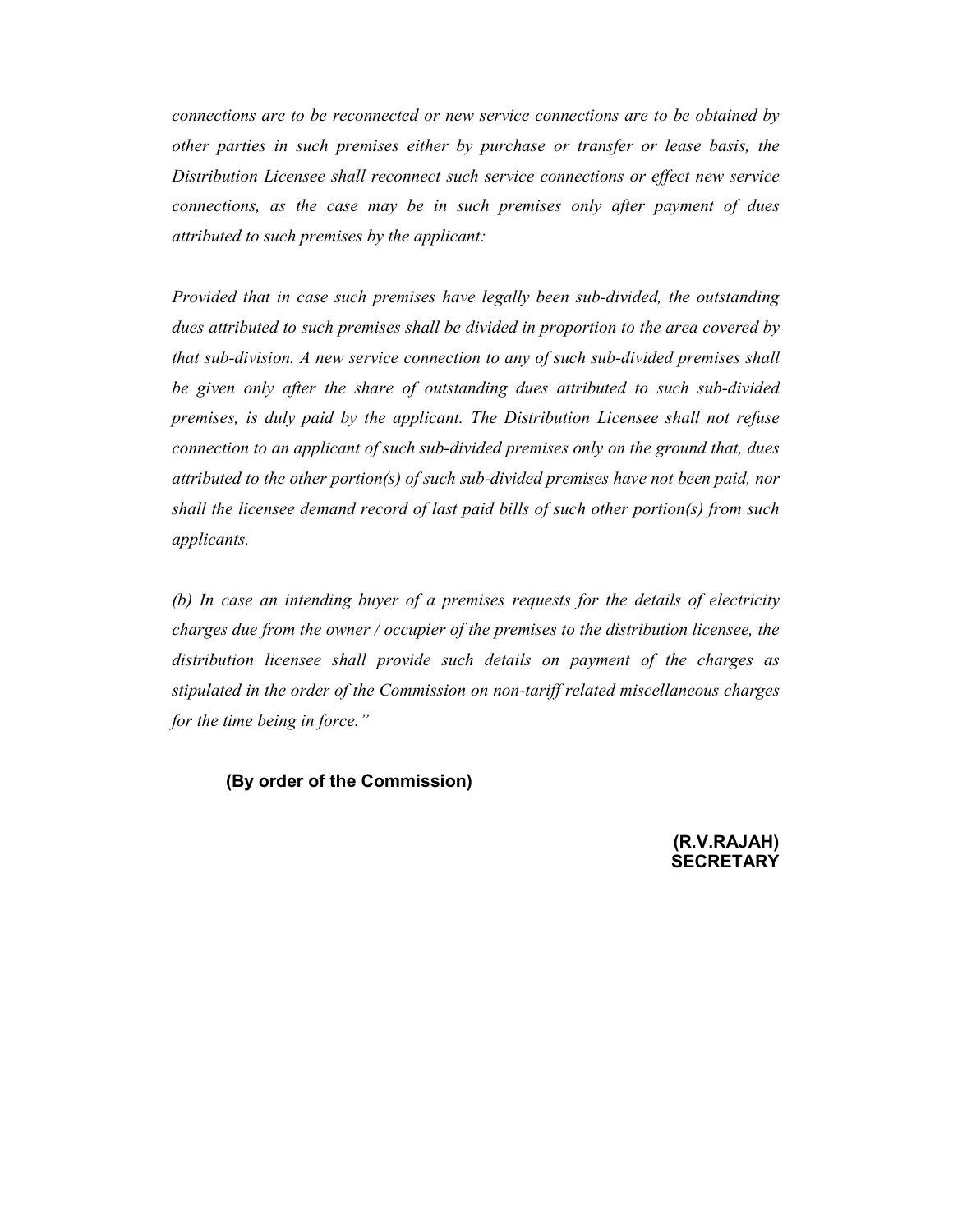*connections are to be reconnected or new service connections are to be obtained by other parties in such premises either by purchase or transfer or lease basis, the Distribution Licensee shall reconnect such service connections or effect new service connections, as the case may be in such premises only after payment of dues attributed to such premises by the applicant:*

*Provided that in case such premises have legally been sub-divided, the outstanding dues attributed to such premises shall be divided in proportion to the area covered by that sub-division. A new service connection to any of such sub-divided premises shall be given only after the share of outstanding dues attributed to such sub-divided premises, is duly paid by the applicant. The Distribution Licensee shall not refuse connection to an applicant of such sub-divided premises only on the ground that, dues attributed to the other portion(s) of such sub-divided premises have not been paid, nor shall the licensee demand record of last paid bills of such other portion(s) from such applicants.*

*(b) In case an intending buyer of a premises requests for the details of electricity charges due from the owner / occupier of the premises to the distribution licensee, the distribution licensee shall provide such details on payment of the charges as stipulated in the order of the Commission on non-tariff related miscellaneous charges for the time being in force."*

**(By order of the Commission)**

**(R.V.RAJAH)**
**SECRETARY**